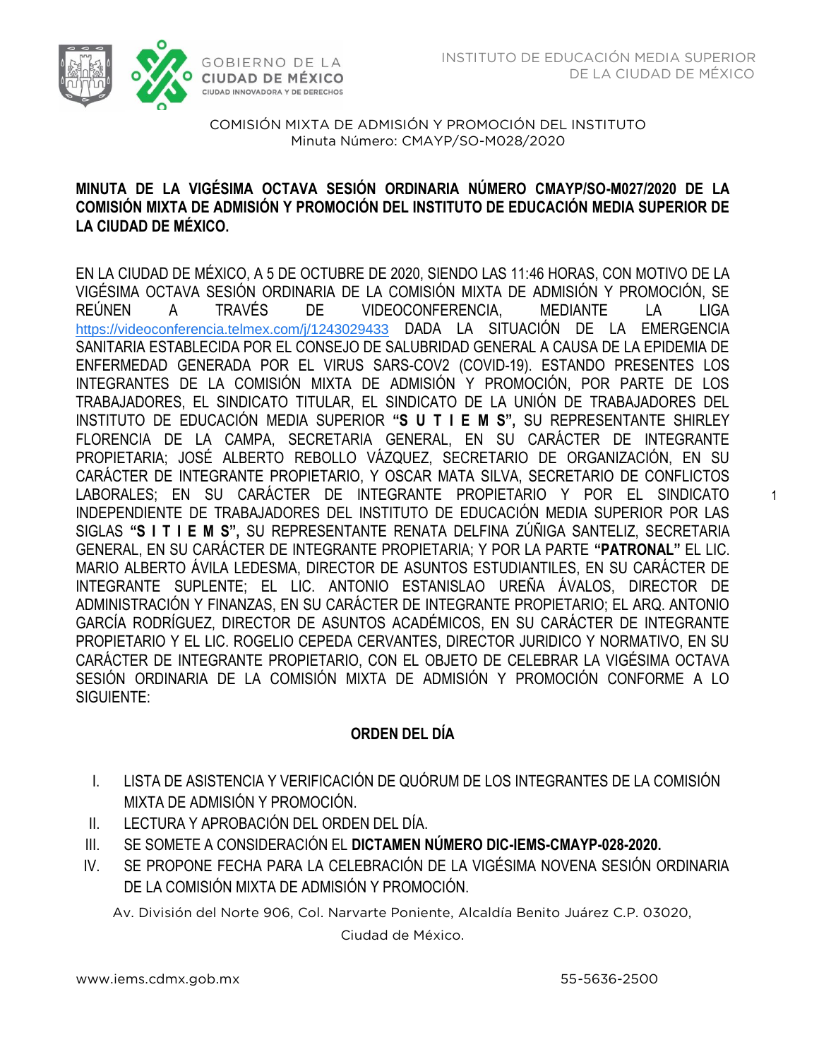COMISIÓN MIXTA DE ADMISIÓN Y PROMOCIÓN DEL INSTITUTO
Minuta Número: CMAYP/SO-M028/2020

**MINUTA DE LA VIGÉSIMA OCTAVA SESIÓN ORDINARIA NÚMERO CMAYP/SO-M027/2020 DE LA COMISIÓN MIXTA DE ADMISIÓN Y PROMOCIÓN DEL INSTITUTO DE EDUCACIÓN MEDIA SUPERIOR DE LA CIUDAD DE MÉXICO.**

EN LA CIUDAD DE MÉXICO, A 5 DE OCTUBRE DE 2020, SIENDO LAS 11:46 HORAS, CON MOTIVO DE LA VIGÉSIMA OCTAVA SESIÓN ORDINARIA DE LA COMISIÓN MIXTA DE ADMISIÓN Y PROMOCIÓN, SE REÚNEN A TRAVÉS DE VIDEOCONFERENCIA, MEDIANTE LA LIGA https://videoconferencia.telmex.com/j/1243029433 DADA LA SITUACIÓN DE LA EMERGENCIA SANITARIA ESTABLECIDA POR EL CONSEJO DE SALUBRIDAD GENERAL A CAUSA DE LA EPIDEMIA DE ENFERMEDAD GENERADA POR EL VIRUS SARS-COV2 (COVID-19). ESTANDO PRESENTES LOS INTEGRANTES DE LA COMISIÓN MIXTA DE ADMISIÓN Y PROMOCIÓN, POR PARTE DE LOS TRABAJADORES, EL SINDICATO TITULAR, EL SINDICATO DE LA UNIÓN DE TRABAJADORES DEL INSTITUTO DE EDUCACIÓN MEDIA SUPERIOR **"S U T I E M S",** SU REPRESENTANTE SHIRLEY FLORENCIA DE LA CAMPA, SECRETARIA GENERAL, EN SU CARÁCTER DE INTEGRANTE PROPIETARIA; JOSÉ ALBERTO REBOLLO VÁZQUEZ, SECRETARIO DE ORGANIZACIÓN, EN SU CARÁCTER DE INTEGRANTE PROPIETARIO, Y OSCAR MATA SILVA, SECRETARIO DE CONFLICTOS LABORALES; EN SU CARÁCTER DE INTEGRANTE PROPIETARIO Y POR EL SINDICATO INDEPENDIENTE DE TRABAJADORES DEL INSTITUTO DE EDUCACIÓN MEDIA SUPERIOR POR LAS SIGLAS **"S I T I E M S",** SU REPRESENTANTE RENATA DELFINA ZÚÑIGA SANTELIZ, SECRETARIA GENERAL, EN SU CARÁCTER DE INTEGRANTE PROPIETARIA; Y POR LA PARTE **"PATRONAL"** EL LIC. MARIO ALBERTO ÁVILA LEDESMA, DIRECTOR DE ASUNTOS ESTUDIANTILES, EN SU CARÁCTER DE INTEGRANTE SUPLENTE; EL LIC. ANTONIO ESTANISLAO UREÑA ÁVALOS, DIRECTOR DE ADMINISTRACIÓN Y FINANZAS, EN SU CARÁCTER DE INTEGRANTE PROPIETARIO; EL ARQ. ANTONIO GARCÍA RODRÍGUEZ, DIRECTOR DE ASUNTOS ACADÉMICOS, EN SU CARÁCTER DE INTEGRANTE PROPIETARIO Y EL LIC. ROGELIO CEPEDA CERVANTES, DIRECTOR JURIDICO Y NORMATIVO, EN SU CARÁCTER DE INTEGRANTE PROPIETARIO, CON EL OBJETO DE CELEBRAR LA VIGÉSIMA OCTAVA SESIÓN ORDINARIA DE LA COMISIÓN MIXTA DE ADMISIÓN Y PROMOCIÓN CONFORME A LO SIGUIENTE:

## ORDEN DEL DÍA

I. LISTA DE ASISTENCIA Y VERIFICACIÓN DE QUÓRUM DE LOS INTEGRANTES DE LA COMISIÓN MIXTA DE ADMISIÓN Y PROMOCIÓN.
II. LECTURA Y APROBACIÓN DEL ORDEN DEL DÍA.
III. SE SOMETE A CONSIDERACIÓN EL **DICTAMEN NÚMERO DIC-IEMS-CMAYP-028-2020.**
IV. SE PROPONE FECHA PARA LA CELEBRACIÓN DE LA VIGÉSIMA NOVENA SESIÓN ORDINARIA DE LA COMISIÓN MIXTA DE ADMISIÓN Y PROMOCIÓN.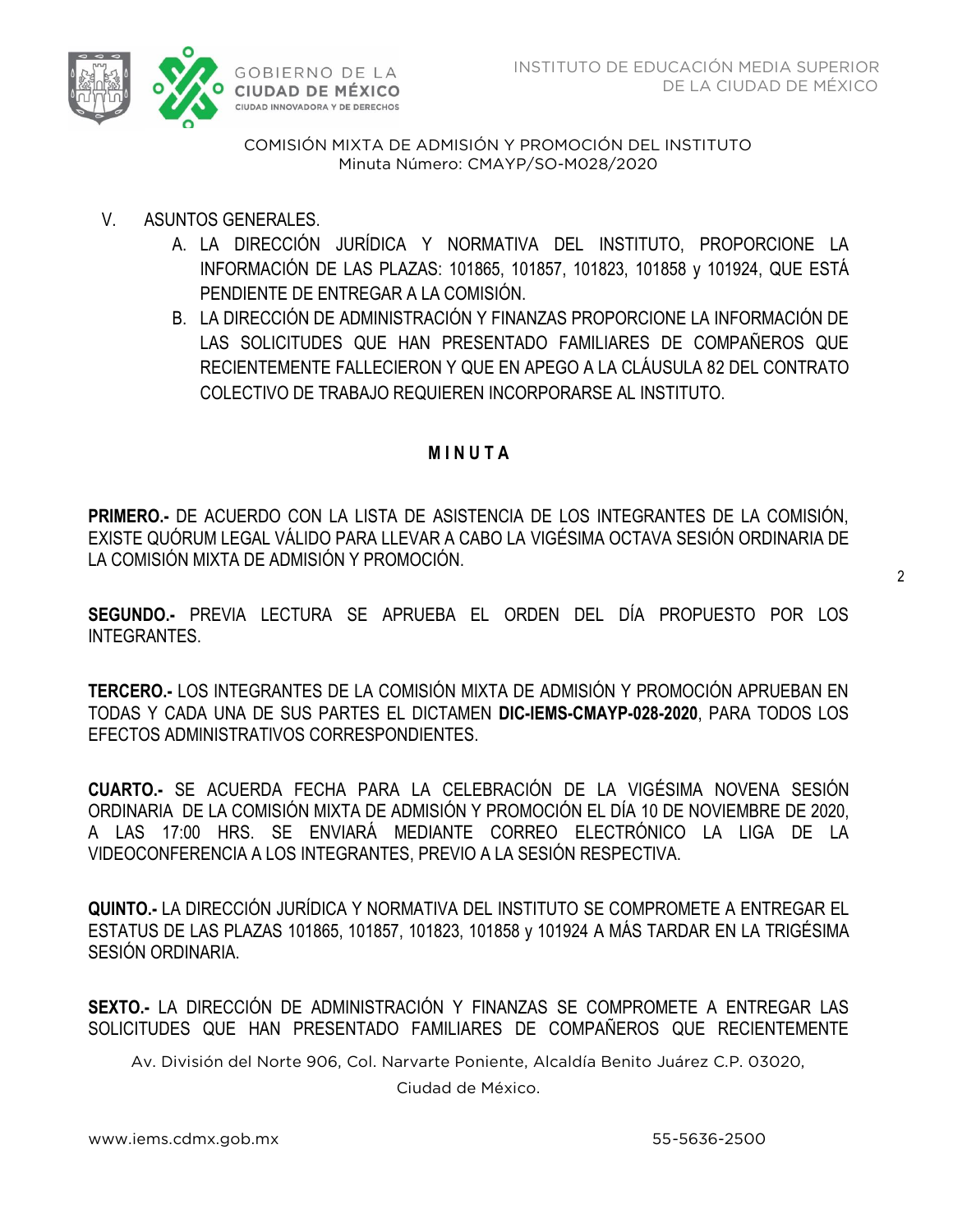COMISIÓN MIXTA DE ADMISIÓN Y PROMOCIÓN DEL INSTITUTO
Minuta Número: CMAYP/SO-M028/2020

V. ASUNTOS GENERALES.

A. LA DIRECCIÓN JURÍDICA Y NORMATIVA DEL INSTITUTO, PROPORCIONE LA INFORMACIÓN DE LAS PLAZAS: 101865, 101857, 101823, 101858 y 101924, QUE ESTÁ PENDIENTE DE ENTREGAR A LA COMISIÓN.

B. LA DIRECCIÓN DE ADMINISTRACIÓN Y FINANZAS PROPORCIONE LA INFORMACIÓN DE LAS SOLICITUDES QUE HAN PRESENTADO FAMILIARES DE COMPAÑEROS QUE RECIENTEMENTE FALLECIERON Y QUE EN APEGO A LA CLÁUSULA 82 DEL CONTRATO COLECTIVO DE TRABAJO REQUIEREN INCORPORARSE AL INSTITUTO.

## M I N U T A

**PRIMERO.-** DE ACUERDO CON LA LISTA DE ASISTENCIA DE LOS INTEGRANTES DE LA COMISIÓN, EXISTE QUÓRUM LEGAL VÁLIDO PARA LLEVAR A CABO LA VIGÉSIMA OCTAVA SESIÓN ORDINARIA DE LA COMISIÓN MIXTA DE ADMISIÓN Y PROMOCIÓN.

**SEGUNDO.-** PREVIA LECTURA SE APRUEBA EL ORDEN DEL DÍA PROPUESTO POR LOS INTEGRANTES.

**TERCERO.-** LOS INTEGRANTES DE LA COMISIÓN MIXTA DE ADMISIÓN Y PROMOCIÓN APRUEBAN EN TODAS Y CADA UNA DE SUS PARTES EL DICTAMEN **DIC-IEMS-CMAYP-028-2020**, PARA TODOS LOS EFECTOS ADMINISTRATIVOS CORRESPONDIENTES.

**CUARTO.-** SE ACUERDA FECHA PARA LA CELEBRACIÓN DE LA VIGÉSIMA NOVENA SESIÓN ORDINARIA DE LA COMISIÓN MIXTA DE ADMISIÓN Y PROMOCIÓN EL DÍA 10 DE NOVIEMBRE DE 2020, A LAS 17:00 HRS. SE ENVIARÁ MEDIANTE CORREO ELECTRÓNICO LA LIGA DE LA VIDEOCONFERENCIA A LOS INTEGRANTES, PREVIO A LA SESIÓN RESPECTIVA.

**QUINTO.-** LA DIRECCIÓN JURÍDICA Y NORMATIVA DEL INSTITUTO SE COMPROMETE A ENTREGAR EL ESTATUS DE LAS PLAZAS 101865, 101857, 101823, 101858 y 101924 A MÁS TARDAR EN LA TRIGÉSIMA SESIÓN ORDINARIA.

**SEXTO.-** LA DIRECCIÓN DE ADMINISTRACIÓN Y FINANZAS SE COMPROMETE A ENTREGAR LAS SOLICITUDES QUE HAN PRESENTADO FAMILIARES DE COMPAÑEROS QUE RECIENTEMENTE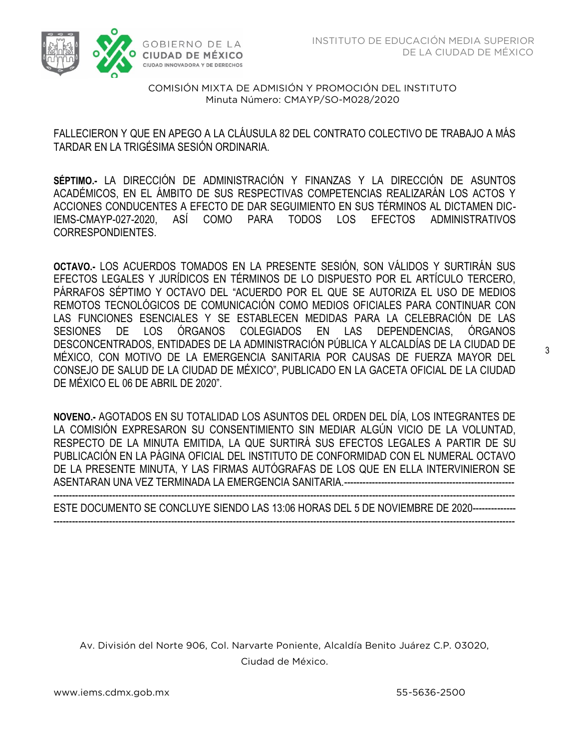FALLECIERON Y QUE EN APEGO A LA CLÁUSULA 82 DEL CONTRATO COLECTIVO DE TRABAJO A MÁS TARDAR EN LA TRIGÉSIMA SESIÓN ORDINARIA.

**SÉPTIMO.-** LA DIRECCIÓN DE ADMINISTRACIÓN Y FINANZAS Y LA DIRECCIÓN DE ASUNTOS ACADÉMICOS, EN EL ÁMBITO DE SUS RESPECTIVAS COMPETENCIAS REALIZARÁN LOS ACTOS Y ACCIONES CONDUCENTES A EFECTO DE DAR SEGUIMIENTO EN SUS TÉRMINOS AL DICTAMEN DIC-IEMS-CMAYP-027-2020, ASÍ COMO PARA TODOS LOS EFECTOS ADMINISTRATIVOS CORRESPONDIENTES.

**OCTAVO.-** LOS ACUERDOS TOMADOS EN LA PRESENTE SESIÓN, SON VÁLIDOS Y SURTIRÁN SUS EFECTOS LEGALES Y JURÍDICOS EN TÉRMINOS DE LO DISPUESTO POR EL ARTÍCULO TERCERO, PÁRRAFOS SÉPTIMO Y OCTAVO DEL "ACUERDO POR EL QUE SE AUTORIZA EL USO DE MEDIOS REMOTOS TECNOLÓGICOS DE COMUNICACIÓN COMO MEDIOS OFICIALES PARA CONTINUAR CON LAS FUNCIONES ESENCIALES Y SE ESTABLECEN MEDIDAS PARA LA CELEBRACIÓN DE LAS SESIONES DE LOS ÓRGANOS COLEGIADOS EN LAS DEPENDENCIAS, ÓRGANOS DESCONCENTRADOS, ENTIDADES DE LA ADMINISTRACIÓN PÚBLICA Y ALCALDÍAS DE LA CIUDAD DE MÉXICO, CON MOTIVO DE LA EMERGENCIA SANITARIA POR CAUSAS DE FUERZA MAYOR DEL CONSEJO DE SALUD DE LA CIUDAD DE MÉXICO", PUBLICADO EN LA GACETA OFICIAL DE LA CIUDAD DE MÉXICO EL 06 DE ABRIL DE 2020".

**NOVENO.-** AGOTADOS EN SU TOTALIDAD LOS ASUNTOS DEL ORDEN DEL DÍA, LOS INTEGRANTES DE LA COMISIÓN EXPRESARON SU CONSENTIMIENTO SIN MEDIAR ALGÚN VICIO DE LA VOLUNTAD, RESPECTO DE LA MINUTA EMITIDA, LA QUE SURTIRÁ SUS EFECTOS LEGALES A PARTIR DE SU PUBLICACIÓN EN LA PÁGINA OFICIAL DEL INSTITUTO DE CONFORMIDAD CON EL NUMERAL OCTAVO DE LA PRESENTE MINUTA, Y LAS FIRMAS AUTÓGRAFAS DE LOS QUE EN ELLA INTERVINIERON SE ASENTARAN UNA VEZ TERMINADA LA EMERGENCIA SANITARIA.-------------------------------------------------------
-----------------------------------------------------------------------------------------------------------------------------------------------

ESTE DOCUMENTO SE CONCLUYE SIENDO LAS 13:06 HORAS DEL 5 DE NOVIEMBRE DE 2020-------------
-----------------------------------------------------------------------------------------------------------------------------------------------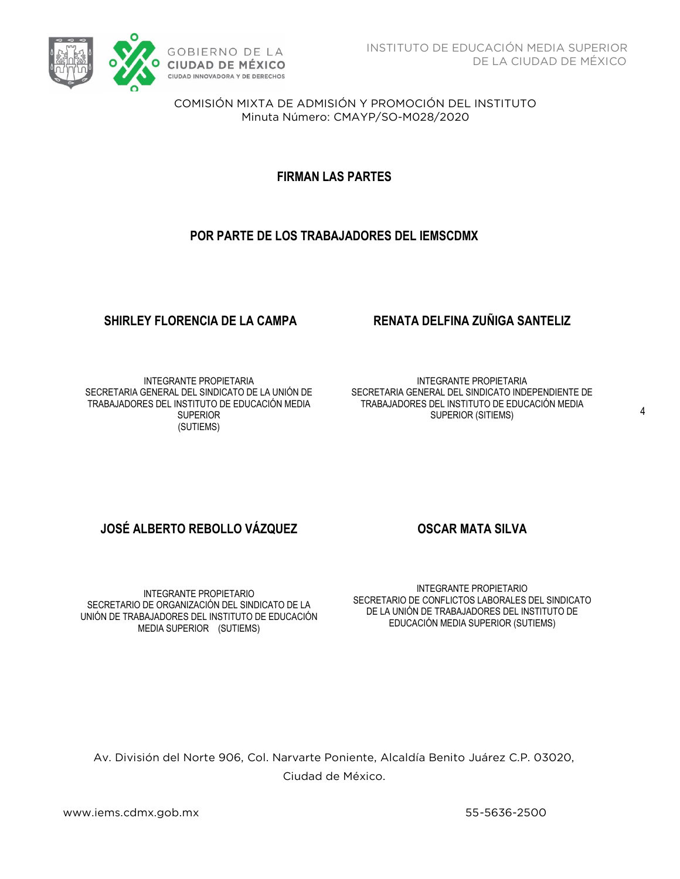COMISIÓN MIXTA DE ADMISIÓN Y PROMOCIÓN DEL INSTITUTO
Minuta Número: CMAYP/SO-M028/2020

**FIRMAN LAS PARTES**

**POR PARTE DE LOS TRABAJADORES DEL IEMSCDMX**

**SHIRLEY FLORENCIA DE LA CAMPA**

INTEGRANTE PROPIETARIA
SECRETARIA GENERAL DEL SINDICATO DE LA UNIÓN DE TRABAJADORES DEL INSTITUTO DE EDUCACIÓN MEDIA SUPERIOR
(SUTIEMS)

**RENATA DELFINA ZUÑIGA SANTELIZ**

INTEGRANTE PROPIETARIA
SECRETARIA GENERAL DEL SINDICATO INDEPENDIENTE DE TRABAJADORES DEL INSTITUTO DE EDUCACIÓN MEDIA SUPERIOR (SITIEMS)

**JOSÉ ALBERTO REBOLLO VÁZQUEZ**

INTEGRANTE PROPIETARIO
SECRETARIO DE ORGANIZACIÓN DEL SINDICATO DE LA UNIÓN DE TRABAJADORES DEL INSTITUTO DE EDUCACIÓN MEDIA SUPERIOR (SUTIEMS)

**OSCAR MATA SILVA**

INTEGRANTE PROPIETARIO
SECRETARIO DE CONFLICTOS LABORALES DEL SINDICATO DE LA UNIÓN DE TRABAJADORES DEL INSTITUTO DE EDUCACIÓN MEDIA SUPERIOR (SUTIEMS)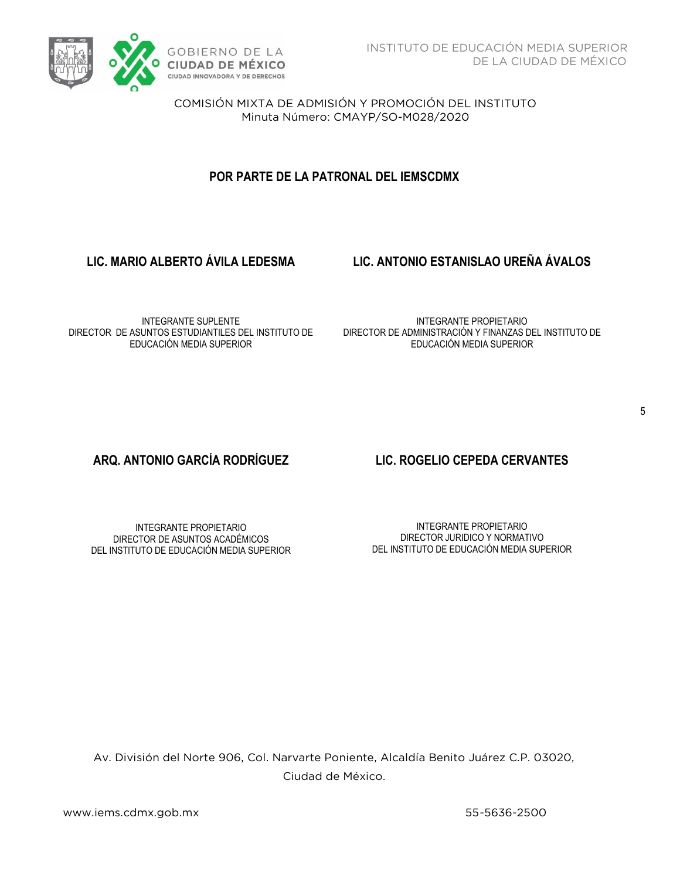COMISIÓN MIXTA DE ADMISIÓN Y PROMOCIÓN DEL INSTITUTO
Minuta Número: CMAYP/SO-M028/2020

## POR PARTE DE LA PATRONAL DEL IEMSCDMX

**LIC. MARIO ALBERTO ÁVILA LEDESMA**

INTEGRANTE SUPLENTE
DIRECTOR DE ASUNTOS ESTUDIANTILES DEL INSTITUTO DE EDUCACIÓN MEDIA SUPERIOR

**LIC. ANTONIO ESTANISLAO UREÑA ÁVALOS**

INTEGRANTE PROPIETARIO
DIRECTOR DE ADMINISTRACIÓN Y FINANZAS DEL INSTITUTO DE EDUCACIÓN MEDIA SUPERIOR

**ARQ. ANTONIO GARCÍA RODRÍGUEZ**

INTEGRANTE PROPIETARIO
DIRECTOR DE ASUNTOS ACADÉMICOS
DEL INSTITUTO DE EDUCACIÓN MEDIA SUPERIOR

**LIC. ROGELIO CEPEDA CERVANTES**

INTEGRANTE PROPIETARIO
DIRECTOR JURIDICO Y NORMATIVO
DEL INSTITUTO DE EDUCACIÓN MEDIA SUPERIOR